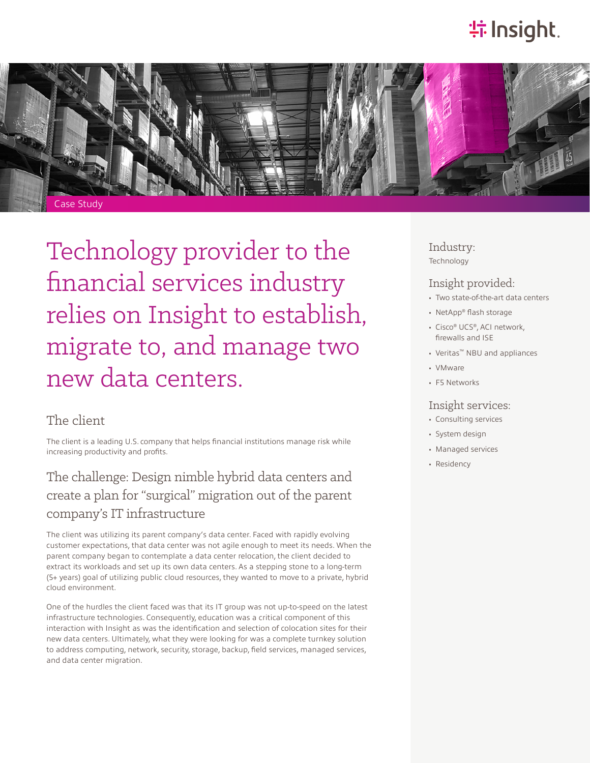Case Study

# Technology provider to the financial services industry relies on Insight to establish, migrate to, and manage two new data centers.

## The client

The client is a leading U.S. company that helps financial institutions manage risk while increasing productivity and profits.

## The challenge: Design nimble hybrid data centers and create a plan for "surgical" migration out of the parent company's IT infrastructure

The client was utilizing its parent company's data center. Faced with rapidly evolving customer expectations, that data center was not agile enough to meet its needs. When the parent company began to contemplate a data center relocation, the client decided to extract its workloads and set up its own data centers. As a stepping stone to a long-term (5+ years) goal of utilizing public cloud resources, they wanted to move to a private, hybrid cloud environment.

One of the hurdles the client faced was that its IT group was not up-to-speed on the latest infrastructure technologies. Consequently, education was a critical component of this interaction with Insight as was the identification and selection of colocation sites for their new data centers. Ultimately, what they were looking for was a complete turnkey solution to address computing, network, security, storage, backup, field services, managed services, and data center migration.

### Industry:

Technology

### Insight provided:

- Two state-of-the-art data centers
- NetApp® flash storage
- Cisco® UCS®, ACI network, firewalls and ISE
- Veritas™ NBU and appliances
- VMware
- F5 Networks

### Insight services:

- Consulting services
- System design
- Managed services
- Residency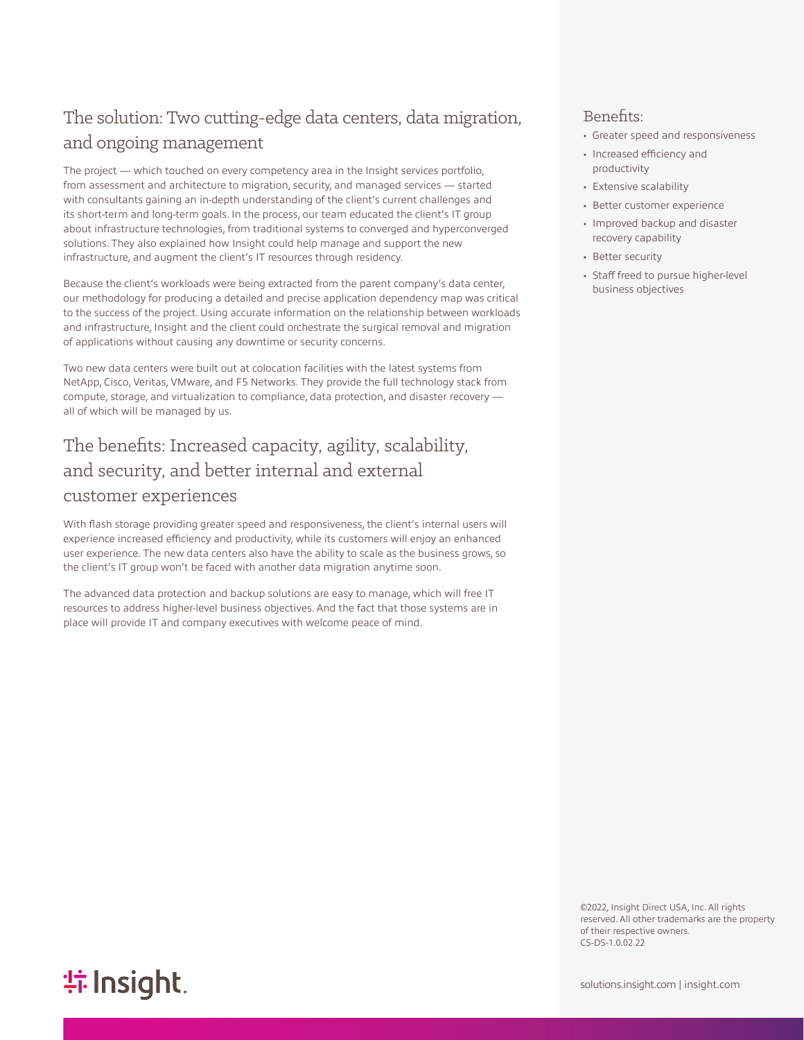## The solution: Two cutting-edge data centers, data migration, and ongoing management

The project — which touched on every competency area in the Insight services portfolio, from assessment and architecture to migration, security, and managed services — started with consultants gaining an in-depth understanding of the client's current challenges and its short-term and long-term goals. In the process, our team educated the client's IT group about infrastructure technologies, from traditional systems to converged and hyperconverged solutions. They also explained how Insight could help manage and support the new infrastructure, and augment the client's IT resources through residency.

Because the client's workloads were being extracted from the parent company's data center, our methodology for producing a detailed and precise application dependency map was critical to the success of the project. Using accurate information on the relationship between workloads and infrastructure, Insight and the client could orchestrate the surgical removal and migration of applications without causing any downtime or security concerns.

Two new data centers were built out at colocation facilities with the latest systems from NetApp, Cisco, Veritas, VMware, and F5 Networks. They provide the full technology stack from compute, storage, and virtualization to compliance, data protection, and disaster recovery — all of which will be managed by us.

## The benefits: Increased capacity, agility, scalability, and security, and better internal and external customer experiences

With flash storage providing greater speed and responsiveness, the client's internal users will experience increased efficiency and productivity, while its customers will enjoy an enhanced user experience. The new data centers also have the ability to scale as the business grows, so the client's IT group won't be faced with another data migration anytime soon.

The advanced data protection and backup solutions are easy to manage, which will free IT resources to address higher-level business objectives. And the fact that those systems are in place will provide IT and company executives with welcome peace of mind.

### Benefits:

- Greater speed and responsiveness
- Increased efficiency and productivity
- Extensive scalability
- Better customer experience
- Improved backup and disaster recovery capability
- Better security
- Staff freed to pursue higher-level business objectives

©2022, Insight Direct USA, Inc. All rights reserved. All other trademarks are the property of their respective owners.
CS-DS-1.0.02.22

Insight.

solutions.insight.com | insight.com